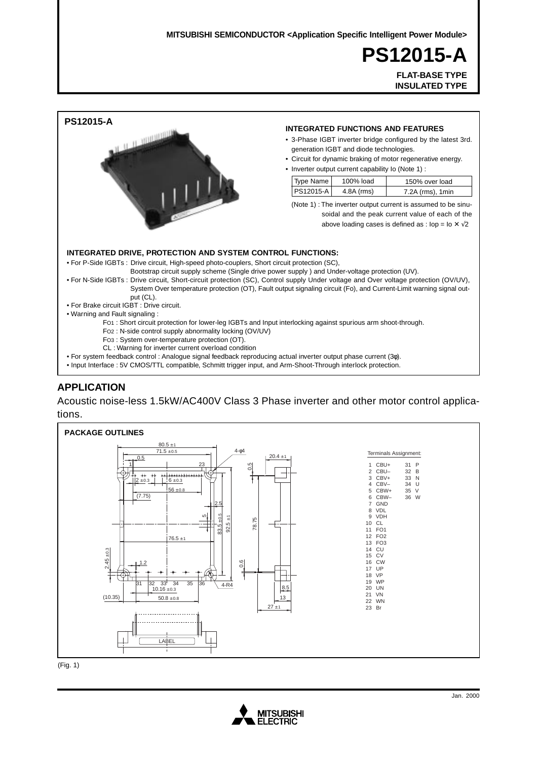MITSUBISHI SEMICONDUCTOR <Application Specific Intelligent Power Module>

# PS12015-A

**FLAT-BASE TYPE**
**INSULATED TYPE**

## PS12015-A

### INTEGRATED FUNCTIONS AND FEATURES

- 3-Phase IGBT inverter bridge configured by the latest 3rd. generation IGBT and diode technologies.
- Circuit for dynamic braking of motor regenerative energy.
- Inverter output current capability Io (Note 1) :

| Type Name | 100% load | 150% over load |
|---|---|---|
| PS12015-A | 4.8A (rms) | 7.2A (rms), 1min |

(Note 1) : The inverter output current is assumed to be sinusoidal and the peak current value of each of the above loading cases is defined as : $I_{op} = I_o \times \sqrt{2}$

### INTEGRATED DRIVE, PROTECTION AND SYSTEM CONTROL FUNCTIONS:

- For P-Side IGBTs : Drive circuit, High-speed photo-couplers, Short circuit protection (SC), Bootstrap circuit supply scheme (Single drive power supply ) and Under-voltage protection (UV).
- For N-Side IGBTs : Drive circuit, Short-circuit protection (SC), Control supply Under voltage and Over voltage protection (OV/UV), System Over temperature protection (OT), Fault output signaling circuit (Fo), and Current-Limit warning signal output (CL).
- For Brake circuit IGBT : Drive circuit.
- Warning and Fault signaling :
  - FO1 : Short circuit protection for lower-leg IGBTs and Input interlocking against spurious arm shoot-through.
  - FO2 : N-side control supply abnormality locking (OV/UV)
  - FO3 : System over-temperature protection (OT).
  - CL : Warning for inverter current overload condition
- For system feedback control : Analogue signal feedback reproducing actual inverter output phase current (3φ).
- Input Interface : 5V CMOS/TTL compatible, Schmitt trigger input, and Arm-Shoot-Through interlock protection.

## APPLICATION

Acoustic noise-less 1.5kW/AC400V Class 3 Phase inverter and other motor control applications.

## PACKAGE OUTLINES

Terminals Assignment:

| No. | Terminal | No. | Terminal |
|---|---|---|---|
| 1 | CBU+ | 31 | P |
| 2 | CBU– | 32 | B |
| 3 | CBV+ | 33 | N |
| 4 | CBV– | 34 | U |
| 5 | CBW+ | 35 | V |
| 6 | CBW– | 36 | W |
| 7 | GND | | |
| 8 | VDL | | |
| 9 | VDH | | |
| 10 | CL | | |
| 11 | FO1 | | |
| 12 | FO2 | | |
| 13 | FO3 | | |
| 14 | CU | | |
| 15 | CV | | |
| 16 | CW | | |
| 17 | UP | | |
| 18 | VP | | |
| 19 | WP | | |
| 20 | UN | | |
| 21 | VN | | |
| 22 | WN | | |
| 23 | Br | | |

(Fig. 1)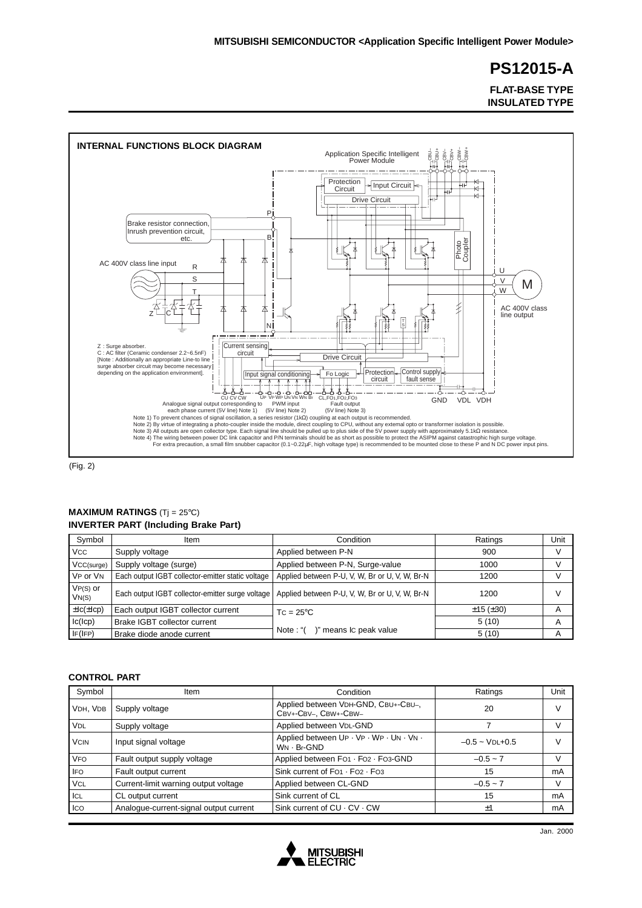# PS12015-A

**FLAT-BASE TYPE**
**INSULATED TYPE**

## INTERNAL FUNCTIONS BLOCK DIAGRAM

Application Specific Intelligent Power Module

Brake resistor connection, Inrush prevention circuit, etc.

AC 400V class line input

AC 400V class line output

Z : Surge absorber.
C : AC filter (Ceramic condenser 2.2~6.5nF)
[Note : Additionally an appropriate Line-to line surge absorber circuit may become necessary depending on the application environment].

Analogue signal output corresponding to each phase current (5V line) Note 1)

PWM input (5V line) Note 2)

Fault output (5V line) Note 3)

Note 1) To prevent chances of signal oscillation, a series resistor (1kΩ) coupling at each output is recommended.
Note 2) By virtue of integrating a photo-coupler inside the module, direct coupling to CPU, without any external opto or transformer isolation is possible.
Note 3) All outputs are open collector type. Each signal line should be pulled up to plus side of the 5V power supply with approximately 5.1kΩ resistance.
Note 4) The wiring between power DC link capacitor and P/N terminals should be as short as possible to protect the ASIPM against catastrophic high surge voltage. For extra precaution, a small film snubber capacitor (0.1~0.22μF, high voltage type) is recommended to be mounted close to these P and N DC power input pins.

(Fig. 2)

## MAXIMUM RATINGS ($T_j$ = 25°C)

### INVERTER PART (Including Brake Part)

| Symbol | Item | Condition | Ratings | Unit |
|---|---|---|---|---|
| $V_{CC}$ | Supply voltage | Applied between P-N | 900 | V |
| $V_{CC(surge)}$ | Supply voltage (surge) | Applied between P-N, Surge-value | 1000 | V |
| $V_P$ or $V_N$ | Each output IGBT collector-emitter static voltage | Applied between P-U, V, W, Br or U, V, W, Br-N | 1200 | V |
| $V_{P(S)}$ or $V_{N(S)}$ | Each output IGBT collector-emitter surge voltage | Applied between P-U, V, W, Br or U, V, W, Br-N | 1200 | V |
| $\pm I_C(\pm I_{CP})$ | Each output IGBT collector current | $T_C$ = 25°C | ±15 (±30) | A |
| $I_C(I_{CP})$ | Brake IGBT collector current | Note : "( )" means $I_C$ peak value | 5 (10) | A |
| $I_F(I_{FP})$ | Brake diode anode current | | 5 (10) | A |

### CONTROL PART

| Symbol | Item | Condition | Ratings | Unit |
|---|---|---|---|---|
| $V_{DH}$, $V_{DB}$ | Supply voltage | Applied between $V_{DH}$-GND, $C_{BU+}$-$C_{BU-}$, $C_{BV+}$-$C_{BV-}$, $C_{BW+}$-$C_{BW-}$ | 20 | V |
| $V_{DL}$ | Supply voltage | Applied between $V_{DL}$-GND | 7 | V |
| $V_{CIN}$ | Input signal voltage | Applied between $U_P \cdot V_P \cdot W_P \cdot U_N \cdot V_N \cdot W_N \cdot B_r$-GND | –0.5 ~ $V_{DL}$+0.5 | V |
| $V_{FO}$ | Fault output supply voltage | Applied between $F_{O1} \cdot F_{O2} \cdot F_{O3}$-GND | –0.5 ~ 7 | V |
| $I_{FO}$ | Fault output current | Sink current of $F_{O1} \cdot F_{O2} \cdot F_{O3}$ | 15 | mA |
| $V_{CL}$ | Current-limit warning output voltage | Applied between CL-GND | –0.5 ~ 7 | V |
| $I_{CL}$ | CL output current | Sink current of CL | 15 | mA |
| $I_{CO}$ | Analogue-current-signal output current | Sink current of CU · CV · CW | ±1 | mA |

Jan. 2000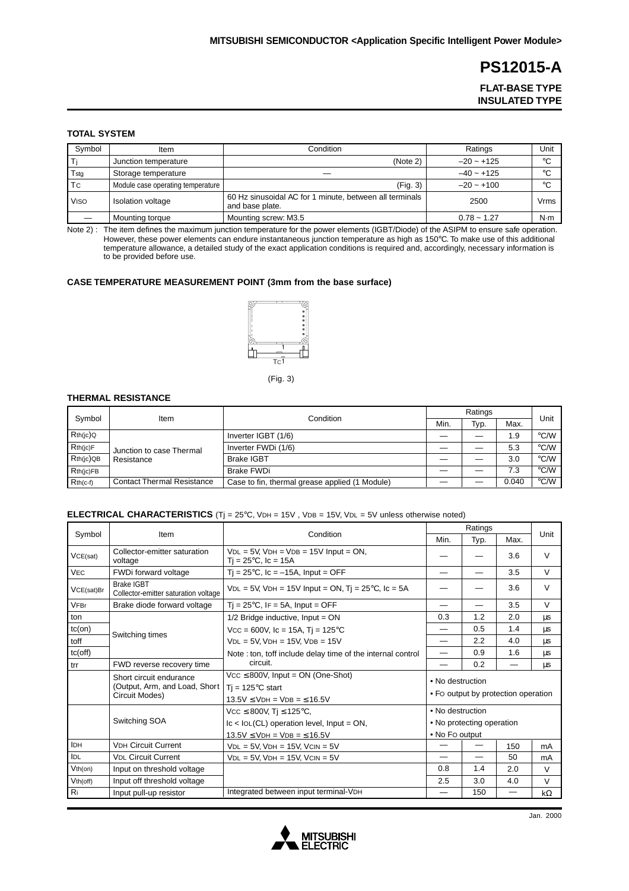# PS12015-A

**FLAT-BASE TYPE**
**INSULATED TYPE**

### TOTAL SYSTEM

| Symbol | Item | Condition | Ratings | Unit |
|---|---|---|---|---|
| $T_j$ | Junction temperature | (Note 2) | –20 ~ +125 | °C |
| $T_{stg}$ | Storage temperature | — | –40 ~ +125 | °C |
| $T_C$ | Module case operating temperature | (Fig. 3) | –20 ~ +100 | °C |
| $V_{ISO}$ | Isolation voltage | 60 Hz sinusoidal AC for 1 minute, between all terminals and base plate. | 2500 | Vrms |
| — | Mounting torque | Mounting screw: M3.5 | 0.78 ~ 1.27 | N·m |

Note 2) : The item defines the maximum junction temperature for the power elements (IGBT/Diode) of the ASIPM to ensure safe operation. However, these power elements can endure instantaneous junction temperature as high as 150°C. To make use of this additional temperature allowance, a detailed study of the exact application conditions is required and, accordingly, necessary information is to be provided before use.

### CASE TEMPERATURE MEASUREMENT POINT (3mm from the base surface)

TC

(Fig. 3)

### THERMAL RESISTANCE

| Symbol | Item | Condition | Ratings | | | Unit |
|---|---|---|---|---|---|---|
| | | | Min. | Typ. | Max. | |
| $R_{th(j\text{-}c)Q}$ | Junction to case Thermal Resistance | Inverter IGBT (1/6) | — | — | 1.9 | °C/W |
| $R_{th(j\text{-}c)F}$ | | Inverter FWDi (1/6) | — | — | 5.3 | °C/W |
| $R_{th(j\text{-}c)QB}$ | | Brake IGBT | — | — | 3.0 | °C/W |
| $R_{th(j\text{-}c)FB}$ | | Brake FWDi | — | — | 7.3 | °C/W |
| $R_{th(c\text{-}f)}$ | Contact Thermal Resistance | Case to fin, thermal grease applied (1 Module) | — | — | 0.040 | °C/W |

### ELECTRICAL CHARACTERISTICS ($T_j$ = 25°C, $V_{DH}$ = 15V , $V_{DB}$ = 15V, $V_{DL}$ = 5V unless otherwise noted)

| Symbol | Item | Condition | Ratings | | | Unit |
|---|---|---|---|---|---|---|
| | | | Min. | Typ. | Max. | |
| $V_{CE(sat)}$ | Collector-emitter saturation voltage | $V_{DL}$ = 5V, $V_{DH}$ = $V_{DB}$ = 15V Input = ON, $T_j$ = 25°C, $I_C$ = 15A | — | — | 3.6 | V |
| $V_{EC}$ | FWDi forward voltage | $T_j$ = 25°C, $I_C$ = –15A, Input = OFF | — | — | 3.5 | V |
| $V_{CE(sat)Br}$ | Brake IGBT Collector-emitter saturation voltage | $V_{DL}$ = 5V, $V_{DH}$ = 15V Input = ON, $T_j$ = 25°C, $I_C$ = 5A | — | — | 3.6 | V |
| $V_{FBr}$ | Brake diode forward voltage | $T_j$ = 25°C, $I_F$ = 5A, Input = OFF | — | — | 3.5 | V |
| ton | Switching times | 1/2 Bridge inductive, Input = ON | 0.3 | 1.2 | 2.0 | μs |
| tc(on) | | $V_{CC}$ = 600V, $I_C$ = 15A, $T_j$ = 125°C | — | 0.5 | 1.4 | μs |
| toff | | $V_{DL}$ = 5V, $V_{DH}$ = 15V, $V_{DB}$ = 15V | — | 2.2 | 4.0 | μs |
| tc(off) | | Note : ton, toff include delay time of the internal control | — | 0.9 | 1.6 | μs |
| trr | FWD reverse recovery time | circuit. | — | 0.2 | — | μs |
| | Short circuit endurance (Output, Arm, and Load, Short Circuit Modes) | $V_{CC}$ ≤ 800V, Input = ON (One-Shot) $T_j$ = 125°C start 13.5V ≤ $V_{DH}$ = $V_{DB}$ = ≤ 16.5V | • No destruction • FO output by protection operation | | | |
| | Switching SOA | $V_{CC}$ ≤ 800V, $T_j$ ≤ 125°C, $I_C$ < $I_{OL}$(CL) operation level, Input = ON, 13.5V ≤ $V_{DH}$ = $V_{DB}$ = ≤ 16.5V | • No destruction • No protecting operation • No FO output | | | |
| $I_{DH}$ | $V_{DH}$ Circuit Current | $V_{DL}$ = 5V, $V_{DH}$ = 15V, $V_{CIN}$ = 5V | — | — | 150 | mA |
| $I_{DL}$ | $V_{DL}$ Circuit Current | $V_{DL}$ = 5V, $V_{DH}$ = 15V, $V_{CIN}$ = 5V | — | — | 50 | mA |
| $V_{th(on)}$ | Input on threshold voltage | | 0.8 | 1.4 | 2.0 | V |
| $V_{th(off)}$ | Input off threshold voltage | | 2.5 | 3.0 | 4.0 | V |
| $R_i$ | Input pull-up resistor | Integrated between input terminal-$V_{DH}$ | — | 150 | — | kΩ |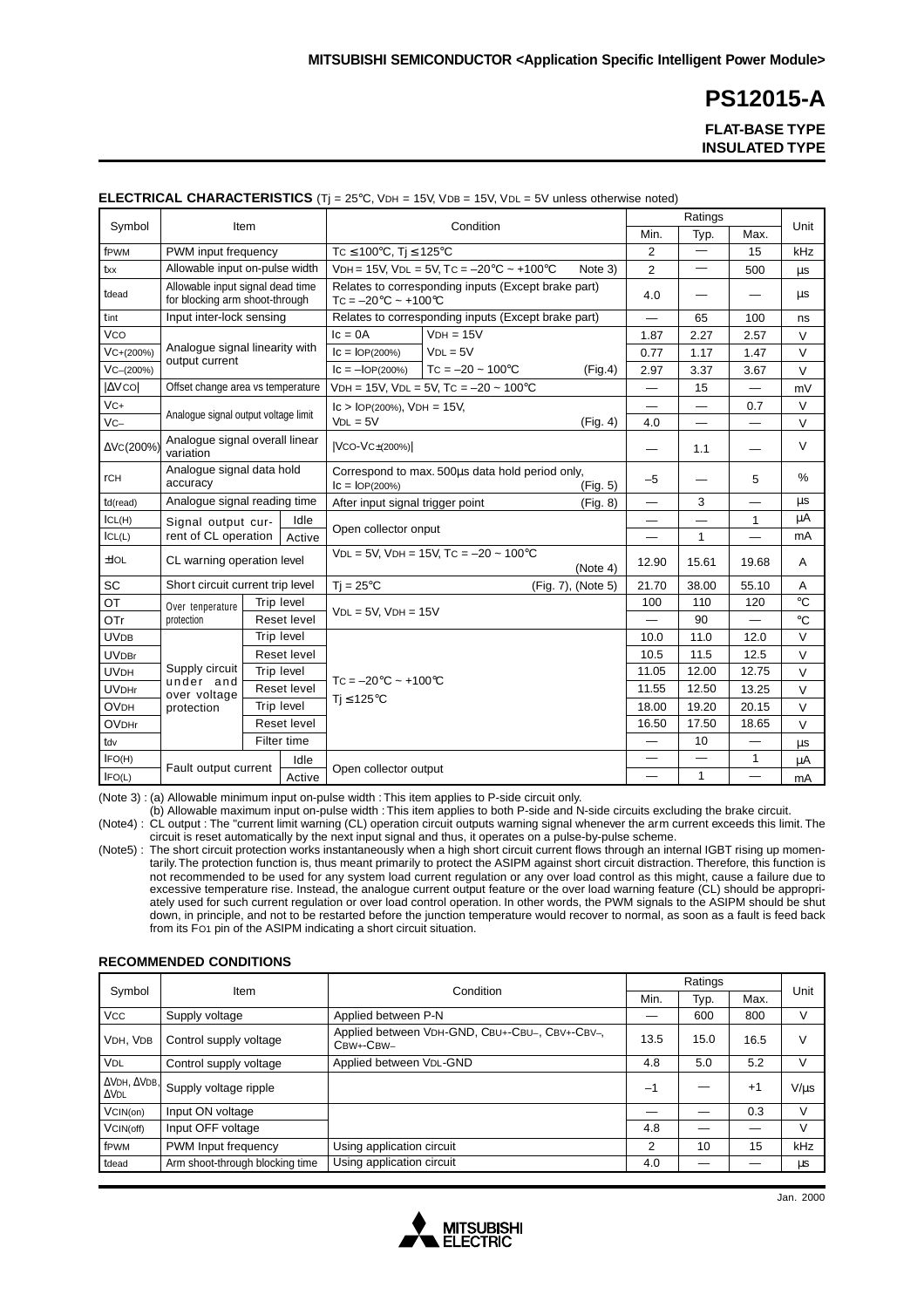# PS12015-A

**FLAT-BASE TYPE**
**INSULATED TYPE**

**ELECTRICAL CHARACTERISTICS** ($T_j$ = 25°C, $V_{DH}$ = 15V, $V_{DB}$ = 15V, $V_{DL}$ = 5V unless otherwise noted)

| Symbol | Item | | Condition | | Ratings Min. | Ratings Typ. | Ratings Max. | Unit |
|---|---|---|---|---|---|---|---|---|
| $f_{PWM}$ | PWM input frequency | | $T_C \leq 100$°C, $T_j \leq 125$°C | | 2 | — | 15 | kHz |
| $t_{xx}$ | Allowable input on-pulse width | | $V_{DH}$ = 15V, $V_{DL}$ = 5V, $T_C$ = –20°C ~ +100°C Note 3) | | 2 | — | 500 | µs |
| $t_{dead}$ | Allowable input signal dead time for blocking arm shoot-through | | Relates to corresponding inputs (Except brake part) $T_C$ = –20°C ~ +100°C | | 4.0 | — | — | µs |
| $t_{int}$ | Input inter-lock sensing | | Relates to corresponding inputs (Except brake part) | | — | 65 | 100 | ns |
| $V_{CO}$ | Analogue signal linearity with output current | | $I_C$ = 0A | $V_{DH}$ = 15V | 1.87 | 2.27 | 2.57 | V |
| $V_{C+(200\%)}$ | | | $I_C = I_{OP(200\%)}$ | $V_{DL}$ = 5V | 0.77 | 1.17 | 1.47 | V |
| $V_{C-(200\%)}$ | | | $I_C = -I_{OP(200\%)}$ | $T_C$ = –20 ~ 100°C (Fig.4) | 2.97 | 3.37 | 3.67 | V |
| $\|\Delta V_{CO}\|$ | Offset change area vs temperature | | $V_{DH}$ = 15V, $V_{DL}$ = 5V, $T_C$ = –20 ~ 100°C | | — | 15 | — | mV |
| $V_{C+}$ | Analogue signal output voltage limit | | $I_C > I_{OP(200\%)}$, $V_{DH}$ = 15V, | | — | — | 0.7 | V |
| $V_{C-}$ | | | $V_{DL}$ = 5V (Fig. 4) | | 4.0 | — | — | V |
| $\Delta V_{C(200\%)}$ | Analogue signal overall linear variation | | $\|V_{CO}-V_{C\pm(200\%)}\|$ | | — | 1.1 | — | V |
| $r_{CH}$ | Analogue signal data hold accuracy | | Correspond to max. 500µs data hold period only, $I_C = I_{OP(200\%)}$ (Fig. 5) | | –5 | — | 5 | % |
| $t_{d(read)}$ | Analogue signal reading time | | After input signal trigger point (Fig. 8) | | — | 3 | — | µs |
| $I_{CL(H)}$ | Signal output current of CL operation | Idle | Open collector onput | | — | — | 1 | µA |
| $I_{CL(L)}$ | | Active | | | — | 1 | — | mA |
| $\pm I_{OL}$ | CL warning operation level | | $V_{DL}$ = 5V, $V_{DH}$ = 15V, $T_C$ = –20 ~ 100°C (Note 4) | | 12.90 | 15.61 | 19.68 | A |
| SC | Short circuit current trip level | | $T_j$ = 25°C (Fig. 7), (Note 5) | | 21.70 | 38.00 | 55.10 | A |
| OT | Over tenperature protection | Trip level | $V_{DL}$ = 5V, $V_{DH}$ = 15V | | 100 | 110 | 120 | °C |
| OTr | | Reset level | | | — | 90 | — | °C |
| $UV_{DB}$ | Supply circuit under and over voltage protection | Trip level | $T_C$ = –20°C ~ +100°C, $T_j \leq 125$°C | | 10.0 | 11.0 | 12.0 | V |
| $UV_{DBr}$ | | Reset level | | | 10.5 | 11.5 | 12.5 | V |
| $UV_{DH}$ | | Trip level | | | 11.05 | 12.00 | 12.75 | V |
| $UV_{DHr}$ | | Reset level | | | 11.55 | 12.50 | 13.25 | V |
| $OV_{DH}$ | | Trip level | | | 18.00 | 19.20 | 20.15 | V |
| $OV_{DHr}$ | | Reset level | | | 16.50 | 17.50 | 18.65 | V |
| $t_{dv}$ | | Filter time | | | — | 10 | — | µs |
| $I_{FO(H)}$ | Fault output current | Idle | Open collector output | | — | — | 1 | µA |
| $I_{FO(L)}$ | | Active | | | — | 1 | — | mA |

(Note 3) : (a) Allowable minimum input on-pulse width : This item applies to P-side circuit only.
(b) Allowable maximum input on-pulse width : This item applies to both P-side and N-side circuits excluding the brake circuit.

(Note4) : CL output : The "current limit warning (CL) operation circuit outputs warning signal whenever the arm current exceeds this limit. The circuit is reset automatically by the next input signal and thus, it operates on a pulse-by-pulse scheme.

(Note5) : The short circuit protection works instantaneously when a high short circuit current flows through an internal IGBT rising up momentarily. The protection function is, thus meant primarily to protect the ASIPM against short circuit distraction. Therefore, this function is not recommended to be used for any system load current regulation or any over load control as this might, cause a failure due to excessive temperature rise. Instead, the analogue current output feature or the over load warning feature (CL) should be appropriately used for such current regulation or over load control operation. In other words, the PWM signals to the ASIPM should be shut down, in principle, and not to be restarted before the junction temperature would recover to normal, as soon as a fault is feed back from its $F_{O1}$ pin of the ASIPM indicating a short circuit situation.

**RECOMMENDED CONDITIONS**

| Symbol | Item | Condition | Ratings Min. | Ratings Typ. | Ratings Max. | Unit |
|---|---|---|---|---|---|---|
| $V_{CC}$ | Supply voltage | Applied between P-N | — | 600 | 800 | V |
| $V_{DH}$, $V_{DB}$ | Control supply voltage | Applied between $V_{DH}$-GND, $C_{BU+}$-$C_{BU-}$, $C_{BV+}$-$C_{BV-}$, $C_{BW+}$-$C_{BW-}$ | 13.5 | 15.0 | 16.5 | V |
| $V_{DL}$ | Control supply voltage | Applied between $V_{DL}$-GND | 4.8 | 5.0 | 5.2 | V |
| $\Delta V_{DH}$, $\Delta V_{DB}$, $\Delta V_{DL}$ | Supply voltage ripple | | –1 | — | +1 | V/µs |
| $V_{CIN(on)}$ | Input ON voltage | | — | — | 0.3 | V |
| $V_{CIN(off)}$ | Input OFF voltage | | 4.8 | — | — | V |
| $f_{PWM}$ | PWM Input frequency | Using application circuit | 2 | 10 | 15 | kHz |
| $t_{dead}$ | Arm shoot-through blocking time | Using application circuit | 4.0 | — | — | µs |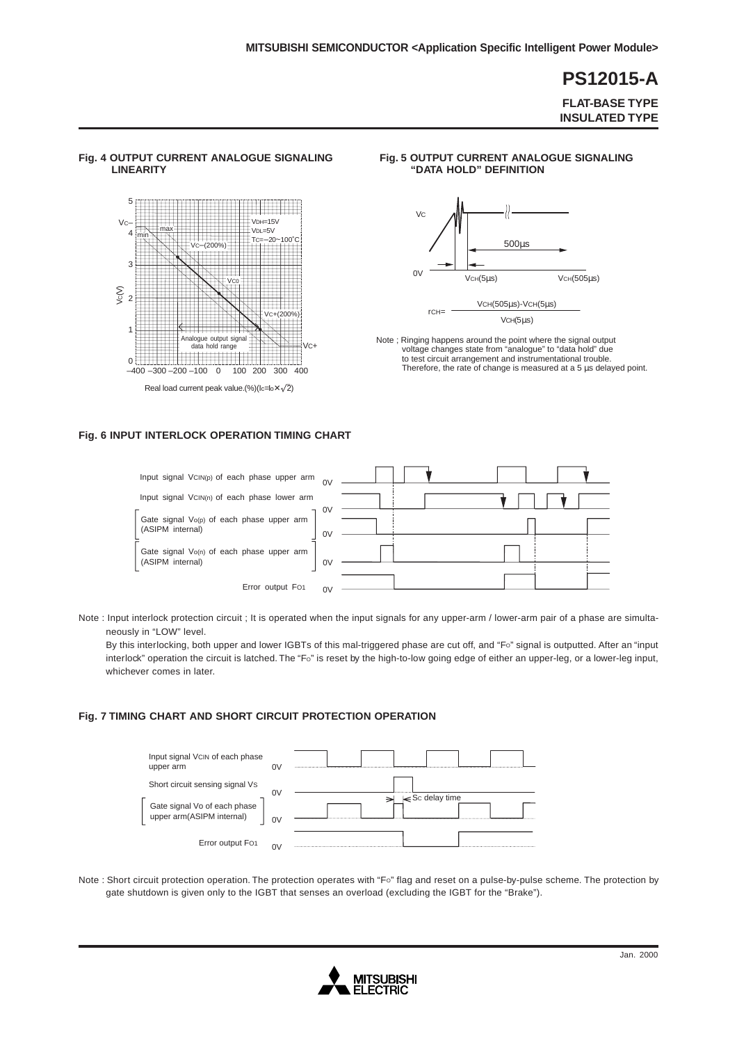**Fig. 4 OUTPUT CURRENT ANALOGUE SIGNALING LINEARITY**

Vc– max min Vc–(200%) Vc0 Vc+(200%) Vc+

$V_{DH}$=15V
$V_{DL}$=5V
$T_C$=–20~100°C

Analogue output signal data hold range

Vc(V)

Real load current peak value.(%)($I_C$=$I_O$×√2)

**Fig. 5 OUTPUT CURRENT ANALOGUE SIGNALING "DATA HOLD" DEFINITION**

Vc
500µs
0V $V_{CH}$(5µs) $V_{CH}$(505µs)

$$r_{CH} = \frac{V_{CH}(505\mu s) - V_{CH}(5\mu s)}{V_{CH}(5\mu s)}$$

Note ; Ringing happens around the point where the signal output voltage changes state from "analogue" to "data hold" due to test circuit arrangement and instrumentational trouble. Therefore, the rate of change is measured at a 5 µs delayed point.

**Fig. 6 INPUT INTERLOCK OPERATION TIMING CHART**

Input signal $V_{CIN(p)}$ of each phase upper arm — 0V
Input signal $V_{CIN(n)}$ of each phase lower arm — 0V
Gate signal $V_{o(p)}$ of each phase upper arm (ASIPM internal) — 0V
Gate signal $V_{o(n)}$ of each phase upper arm (ASIPM internal) — 0V
Error output $F_{O1}$ — 0V

Note : Input interlock protection circuit ; It is operated when the input signals for any upper-arm / lower-arm pair of a phase are simultaneously in "LOW" level.
By this interlocking, both upper and lower IGBTs of this mal-triggered phase are cut off, and "$F_O$" signal is outputted. After an "input interlock" operation the circuit is latched. The "$F_O$" is reset by the high-to-low going edge of either an upper-leg, or a lower-leg input, whichever comes in later.

**Fig. 7 TIMING CHART AND SHORT CIRCUIT PROTECTION OPERATION**

Input signal $V_{CIN}$ of each phase upper arm — 0V
Short circuit sensing signal $V_S$ — 0V
Gate signal Vo of each phase upper arm(ASIPM internal) — 0V
Error output $F_{O1}$ — 0V

$S_C$ delay time

Note : Short circuit protection operation. The protection operates with "$F_O$" flag and reset on a pulse-by-pulse scheme. The protection by gate shutdown is given only to the IGBT that senses an overload (excluding the IGBT for the "Brake").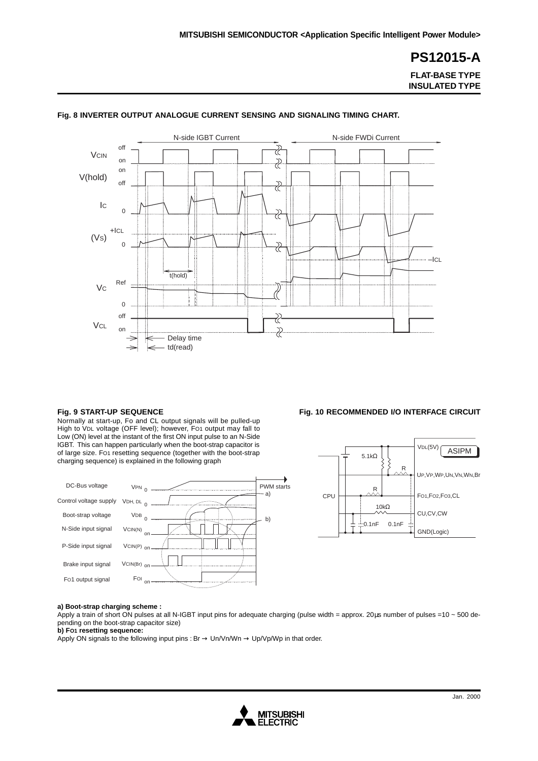## Fig. 8 INVERTER OUTPUT ANALOGUE CURRENT SENSING AND SIGNALING TIMING CHART.

N-side IGBT Current
N-side FWDi Current

$V_{CIN}$ off on
V(hold) on off
$I_C$ 0
$(V_S)$ $+I_{CL}$ 0 $-I_{CL}$
t(hold)
$V_C$ Ref 0
$V_{CL}$ off on
Delay time
td(read)

## Fig. 9 START-UP SEQUENCE

Normally at start-up, Fo and CL output signals will be pulled-up High to $V_{DL}$ voltage (OFF level); however, $F_{O1}$ output may fall to Low (ON) level at the instant of the first ON input pulse to an N-Side IGBT. This can happen particularly when the boot-strap capacitor is of large size. $F_{O1}$ resetting sequence (together with the boot-strap charging sequence) is explained in the following graph

DC-Bus voltage $V_{PN}$ 0
Control voltage supply $V_{DH, DL}$ 0
Boot-strap voltage $V_{DB}$ 0
N-Side input signal $V_{CIN(N)}$ on
P-Side input signal $V_{CIN(P)}$ on
Brake input signal $V_{CIN(Br)}$ on
$F_{O1}$ output signal $F_{OI}$ on
PWM starts
a)
b)

## Fig. 10 RECOMMENDED I/O INTERFACE CIRCUIT

CPU
$V_{DL}$(5V)
ASIPM
5.1kΩ
R
R
$U_P$,$V_P$,$W_P$,$U_N$,$V_N$,$W_N$,Br
$F_{O1}$,$F_{O2}$,$F_{O3}$,CL
10kΩ
CU,CV,CW
0.1nF 0.1nF
GND(Logic)

**a) Boot-strap charging scheme :**
Apply a train of short ON pulses at all N-IGBT input pins for adequate charging (pulse width = approx. 20μs number of pulses =10 ~ 500 depending on the boot-strap capacitor size)

**b) $F_{O1}$ resetting sequence:**
Apply ON signals to the following input pins : Br → Un/Vn/Wn → Up/Vp/Wp in that order.